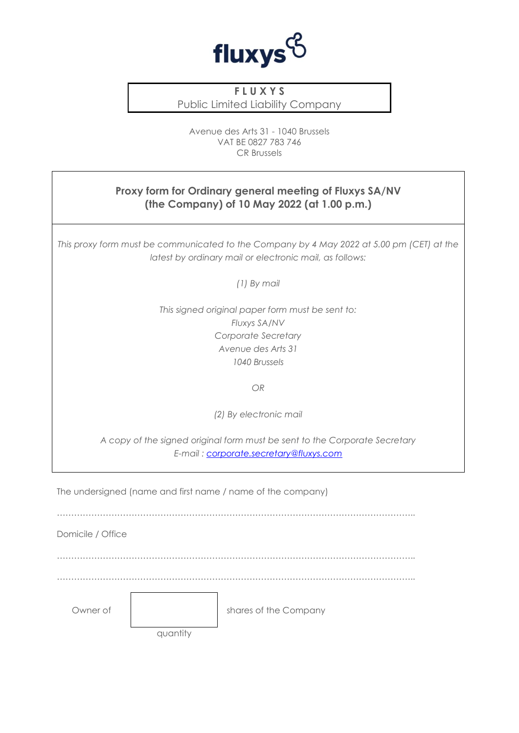**FLUXYS**
Public Limited Liability Company

Avenue des Arts 31 - 1040 Brussels
VAT BE 0827 783 746
CR Brussels

## Proxy form for Ordinary general meeting of Fluxys SA/NV (the Company) of 10 May 2022 (at 1.00 p.m.)

*This proxy form must be communicated to the Company by 4 May 2022 at 5.00 pm (CET) at the latest by ordinary mail or electronic mail, as follows:*

*(1) By mail*

*This signed original paper form must be sent to:*
*Fluxys SA/NV*
*Corporate Secretary*
*Avenue des Arts 31*
*1040 Brussels*

*OR*

*(2) By electronic mail*

*A copy of the signed original form must be sent to the Corporate Secretary*
*E-mail : corporate.secretary@fluxys.com*

The undersigned (name and first name / name of the company)

……………………………………………………………………………………………………..

Domicile / Office

……………………………………………………………………………………………………..

……………………………………………………………………………………………………..

Owner of [ ] shares of the Company
quantity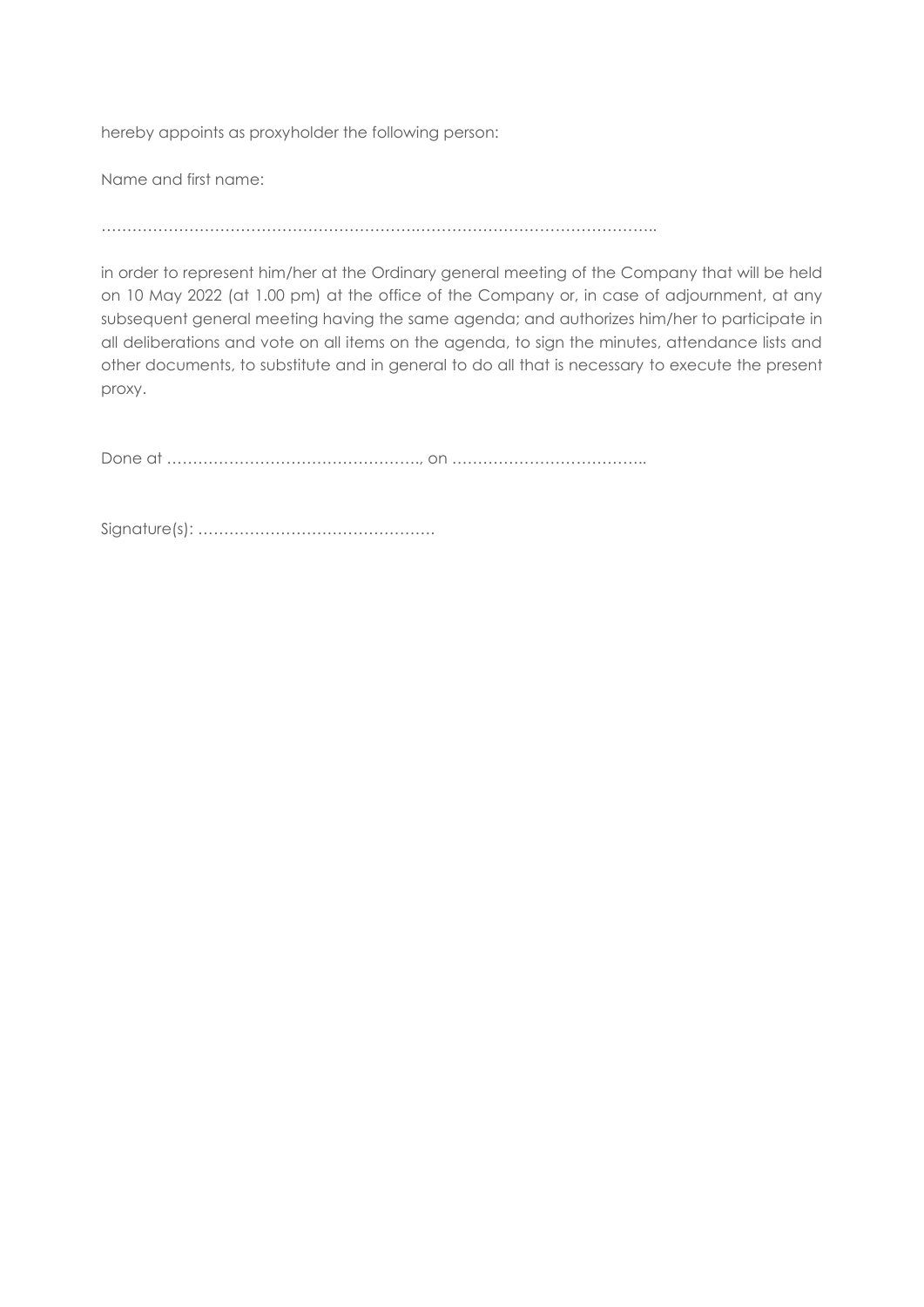hereby appoints as proxyholder the following person:

Name and first name:

………………………………………………………………………………………………………..

in order to represent him/her at the Ordinary general meeting of the Company that will be held on 10 May 2022 (at 1.00 pm) at the office of the Company or, in case of adjournment, at any subsequent general meeting having the same agenda; and authorizes him/her to participate in all deliberations and vote on all items on the agenda, to sign the minutes, attendance lists and other documents, to substitute and in general to do all that is necessary to execute the present proxy.

Done at ………………………………………….., on ………………………………..

Signature(s): ……………………………………….